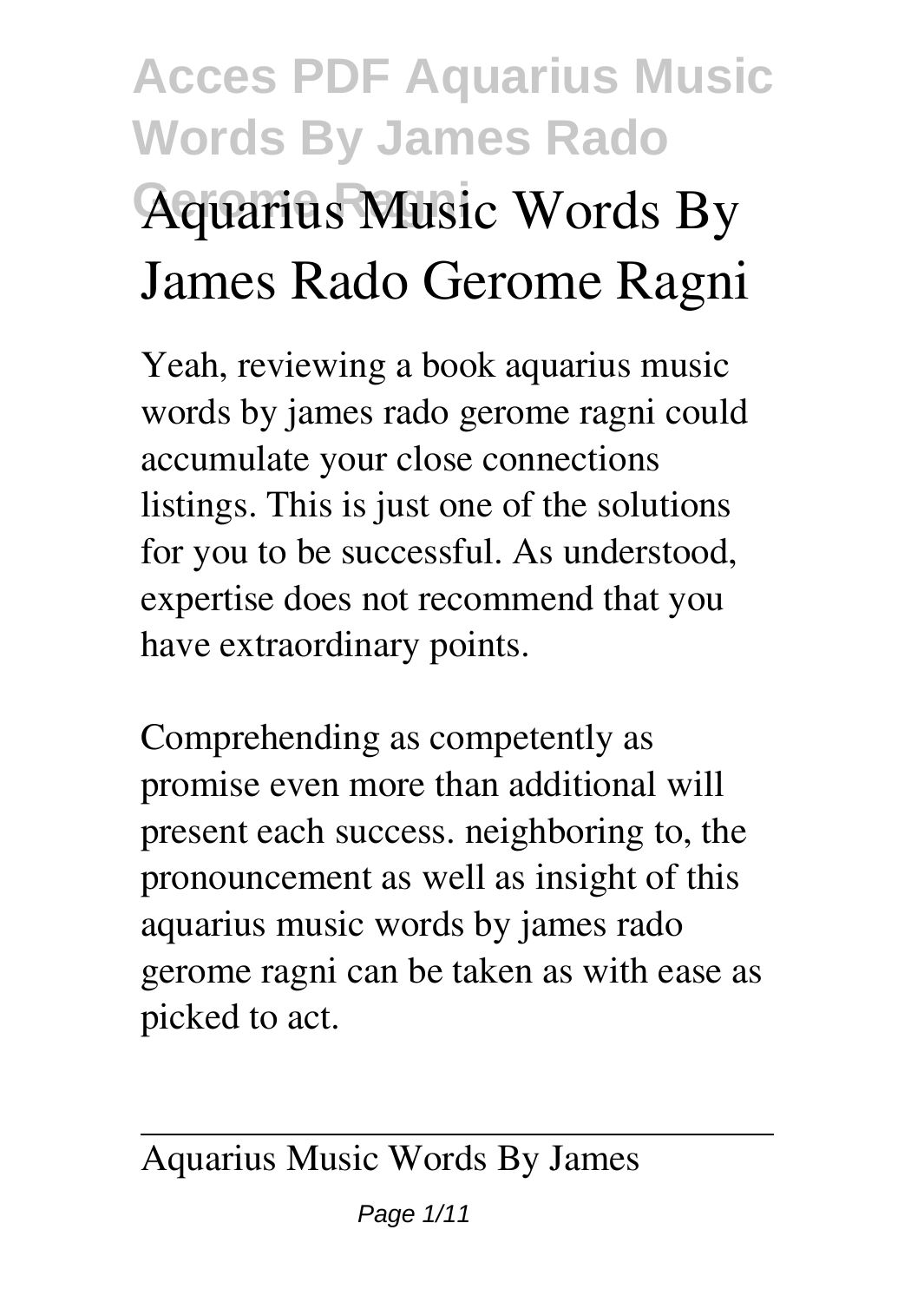# Acces PDF Aquarius Music Words By James Rado Gerome Ragni

# Aquarius Music Words By James Rado Gerome Ragni

Yeah, reviewing a book aquarius music words by james rado gerome ragni could accumulate your close connections listings. This is just one of the solutions for you to be successful. As understood, expertise does not recommend that you have extraordinary points.

Comprehending as competently as promise even more than additional will present each success. neighboring to, the pronouncement as well as insight of this aquarius music words by james rado gerome ragni can be taken as with ease as picked to act.

---

Aquarius Music Words By James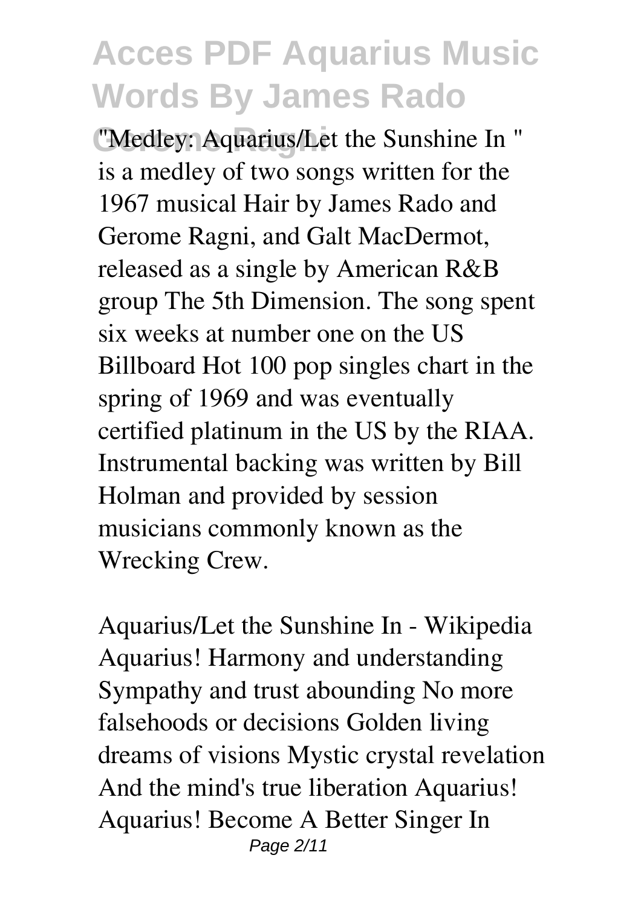"Medley: Aquarius/Let the Sunshine In " is a medley of two songs written for the 1967 musical Hair by James Rado and Gerome Ragni, and Galt MacDermot, released as a single by American R&B group The 5th Dimension. The song spent six weeks at number one on the US Billboard Hot 100 pop singles chart in the spring of 1969 and was eventually certified platinum in the US by the RIAA. Instrumental backing was written by Bill Holman and provided by session musicians commonly known as the Wrecking Crew.

Aquarius/Let the Sunshine In - Wikipedia

Aquarius! Harmony and understanding Sympathy and trust abounding No more falsehoods or decisions Golden living dreams of visions Mystic crystal revelation And the mind's true liberation Aquarius! Aquarius! Become A Better Singer In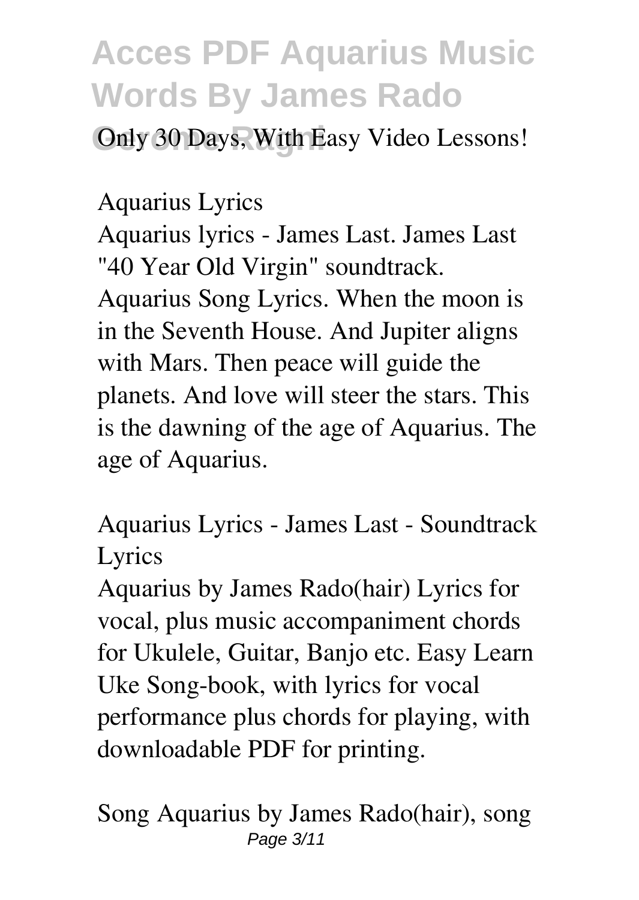Only 30 Days, With Easy Video Lessons!

**Aquarius Lyrics**

Aquarius lyrics - James Last. James Last "40 Year Old Virgin" soundtrack. Aquarius Song Lyrics. When the moon is in the Seventh House. And Jupiter aligns with Mars. Then peace will guide the planets. And love will steer the stars. This is the dawning of the age of Aquarius. The age of Aquarius.

**Aquarius Lyrics - James Last - Soundtrack Lyrics**

Aquarius by James Rado(hair) Lyrics for vocal, plus music accompaniment chords for Ukulele, Guitar, Banjo etc. Easy Learn Uke Song-book, with lyrics for vocal performance plus chords for playing, with downloadable PDF for printing.

**Song Aquarius by James Rado(hair), song**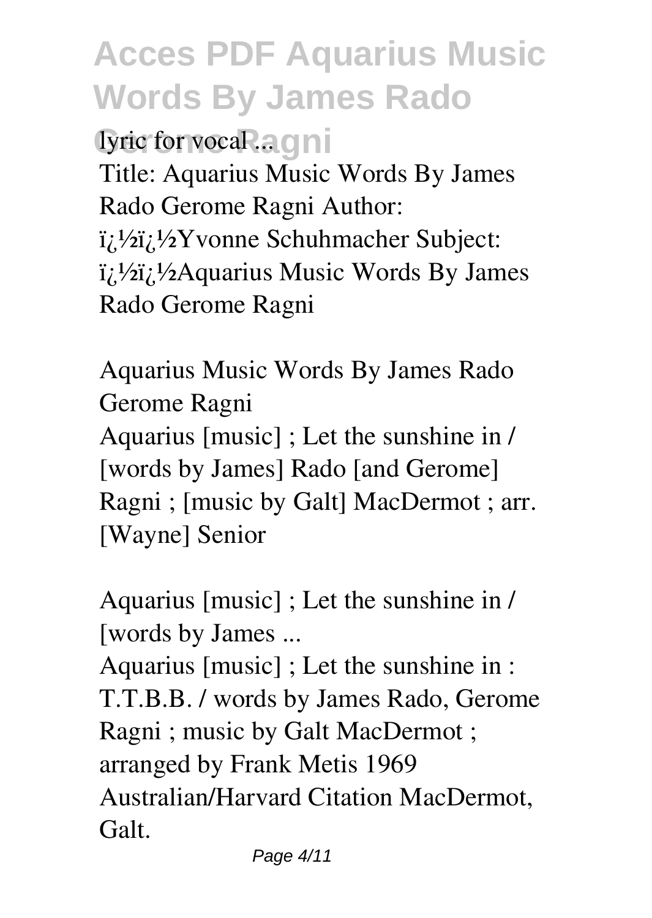lyric for vocal ...

Title: Aquarius Music Words By James Rado Gerome Ragni Author: ï¿½ï¿½Yvonne Schuhmacher Subject: ï¿½ï¿½Aquarius Music Words By James Rado Gerome Ragni

## Aquarius Music Words By James Rado Gerome Ragni

Aquarius [music] ; Let the sunshine in / [words by James] Rado [and Gerome] Ragni ; [music by Galt] MacDermot ; arr. [Wayne] Senior

## Aquarius [music] ; Let the sunshine in / [words by James ...

Aquarius [music] ; Let the sunshine in : T.T.B.B. / words by James Rado, Gerome Ragni ; music by Galt MacDermot ; arranged by Frank Metis 1969 Australian/Harvard Citation MacDermot, Galt.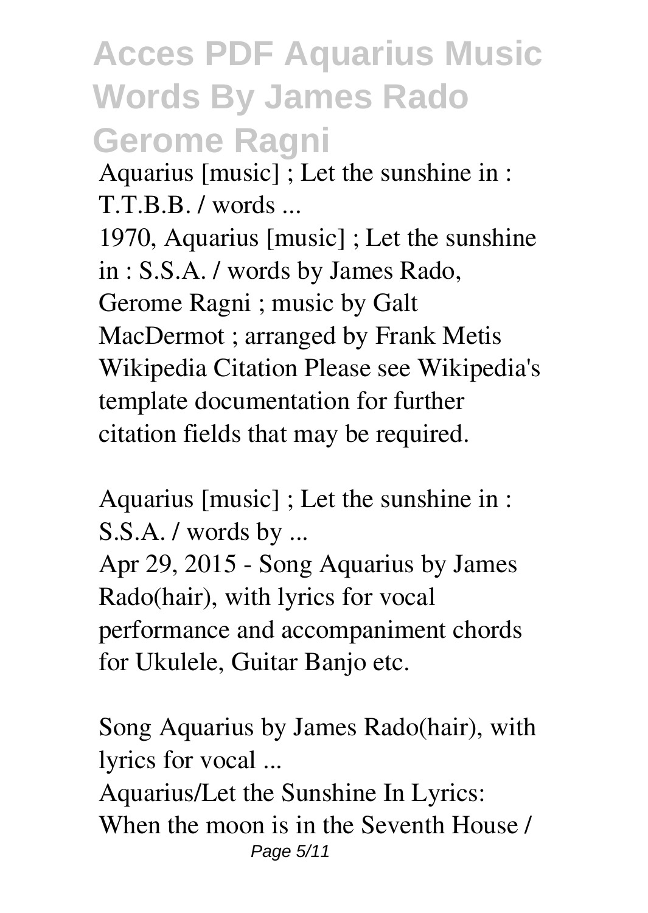*Aquarius [music] ; Let the sunshine in : T.T.B.B. / words ...*

1970, Aquarius [music] ; Let the sunshine in : S.S.A. / words by James Rado, Gerome Ragni ; music by Galt MacDermot ; arranged by Frank Metis Wikipedia Citation Please see Wikipedia's template documentation for further citation fields that may be required.

*Aquarius [music] ; Let the sunshine in : S.S.A. / words by ...*

Apr 29, 2015 - Song Aquarius by James Rado(hair), with lyrics for vocal performance and accompaniment chords for Ukulele, Guitar Banjo etc.

*Song Aquarius by James Rado(hair), with lyrics for vocal ...*

Aquarius/Let the Sunshine In Lyrics: When the moon is in the Seventh House /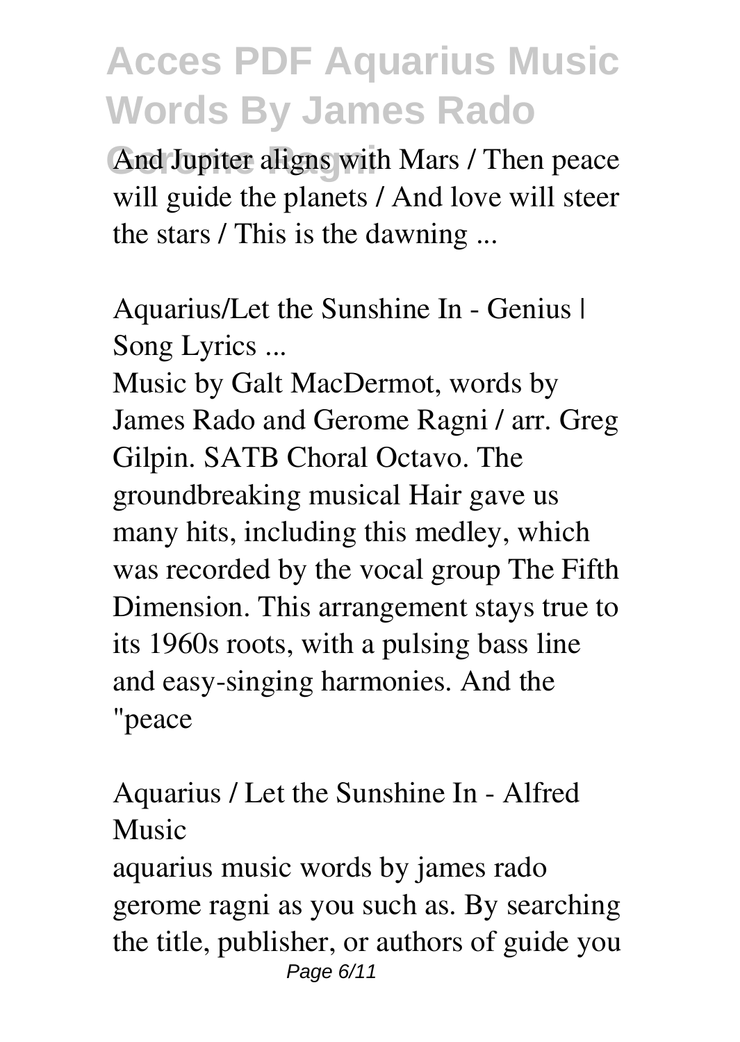And Jupiter aligns with Mars / Then peace will guide the planets / And love will steer the stars / This is the dawning ...

*Aquarius/Let the Sunshine In - Genius | Song Lyrics ...*

Music by Galt MacDermot, words by James Rado and Gerome Ragni / arr. Greg Gilpin. SATB Choral Octavo. The groundbreaking musical Hair gave us many hits, including this medley, which was recorded by the vocal group The Fifth Dimension. This arrangement stays true to its 1960s roots, with a pulsing bass line and easy-singing harmonies. And the "peace

*Aquarius / Let the Sunshine In - Alfred Music*

aquarius music words by james rado gerome ragni as you such as. By searching the title, publisher, or authors of guide you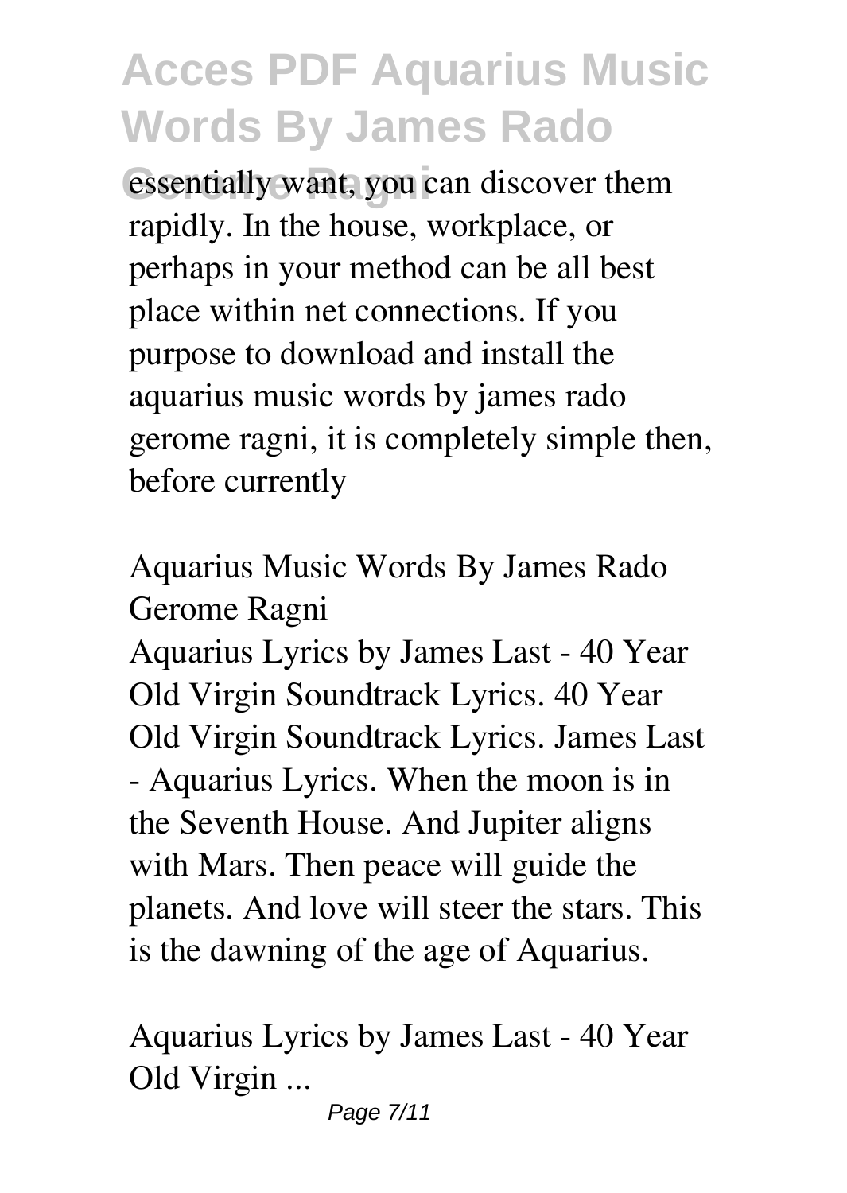essentially want, you can discover them rapidly. In the house, workplace, or perhaps in your method can be all best place within net connections. If you purpose to download and install the aquarius music words by james rado gerome ragni, it is completely simple then, before currently

## Aquarius Music Words By James Rado Gerome Ragni

Aquarius Lyrics by James Last - 40 Year Old Virgin Soundtrack Lyrics. 40 Year Old Virgin Soundtrack Lyrics. James Last - Aquarius Lyrics. When the moon is in the Seventh House. And Jupiter aligns with Mars. Then peace will guide the planets. And love will steer the stars. This is the dawning of the age of Aquarius.

## Aquarius Lyrics by James Last - 40 Year Old Virgin ...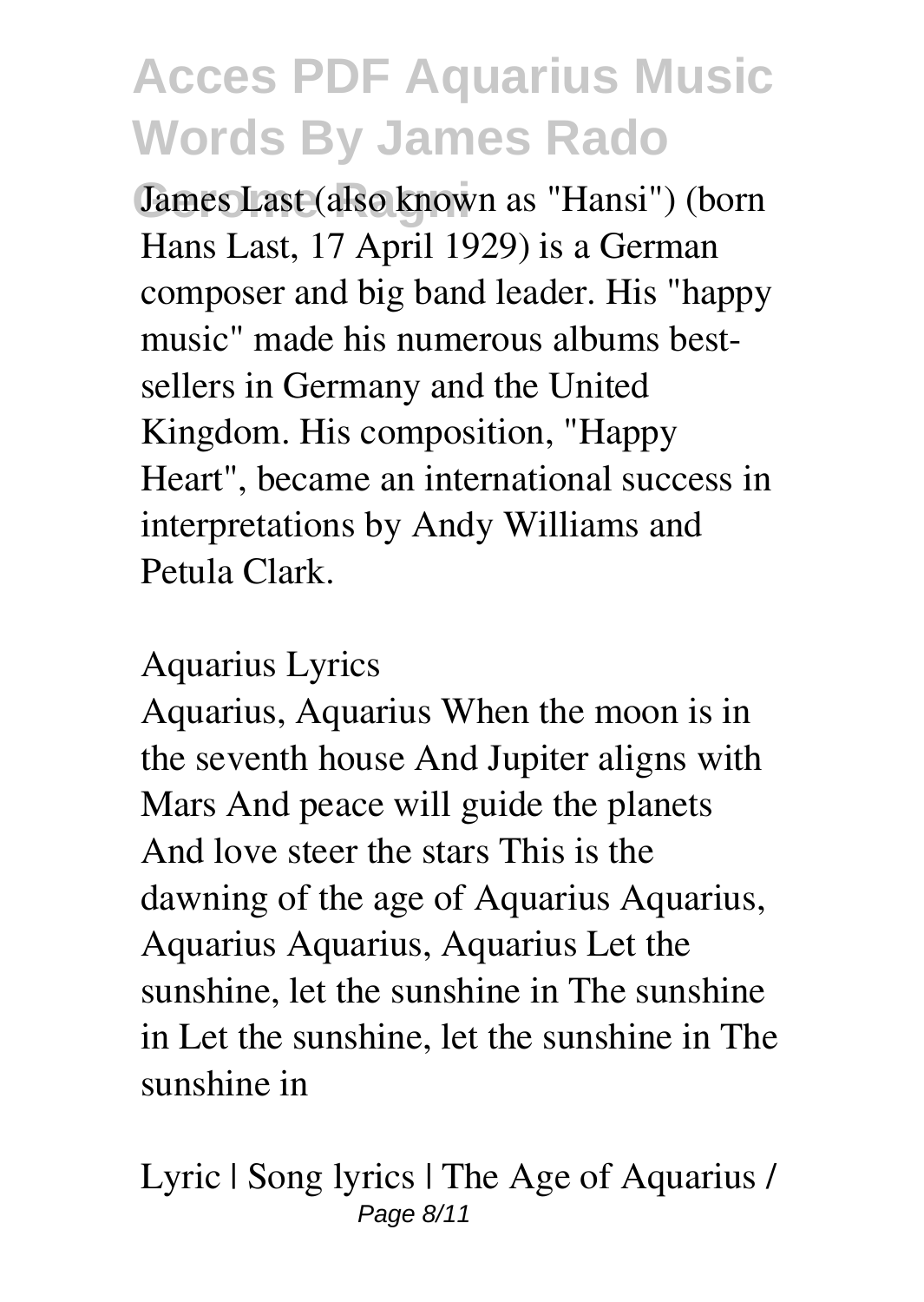James Last (also known as "Hansi") (born Hans Last, 17 April 1929) is a German composer and big band leader. His "happy music" made his numerous albums best-sellers in Germany and the United Kingdom. His composition, "Happy Heart", became an international success in interpretations by Andy Williams and Petula Clark.

*Aquarius Lyrics*

Aquarius, Aquarius When the moon is in the seventh house And Jupiter aligns with Mars And peace will guide the planets And love steer the stars This is the dawning of the age of Aquarius Aquarius, Aquarius Aquarius, Aquarius Let the sunshine, let the sunshine in The sunshine in Let the sunshine, let the sunshine in The sunshine in

*Lyric | Song lyrics | The Age of Aquarius /*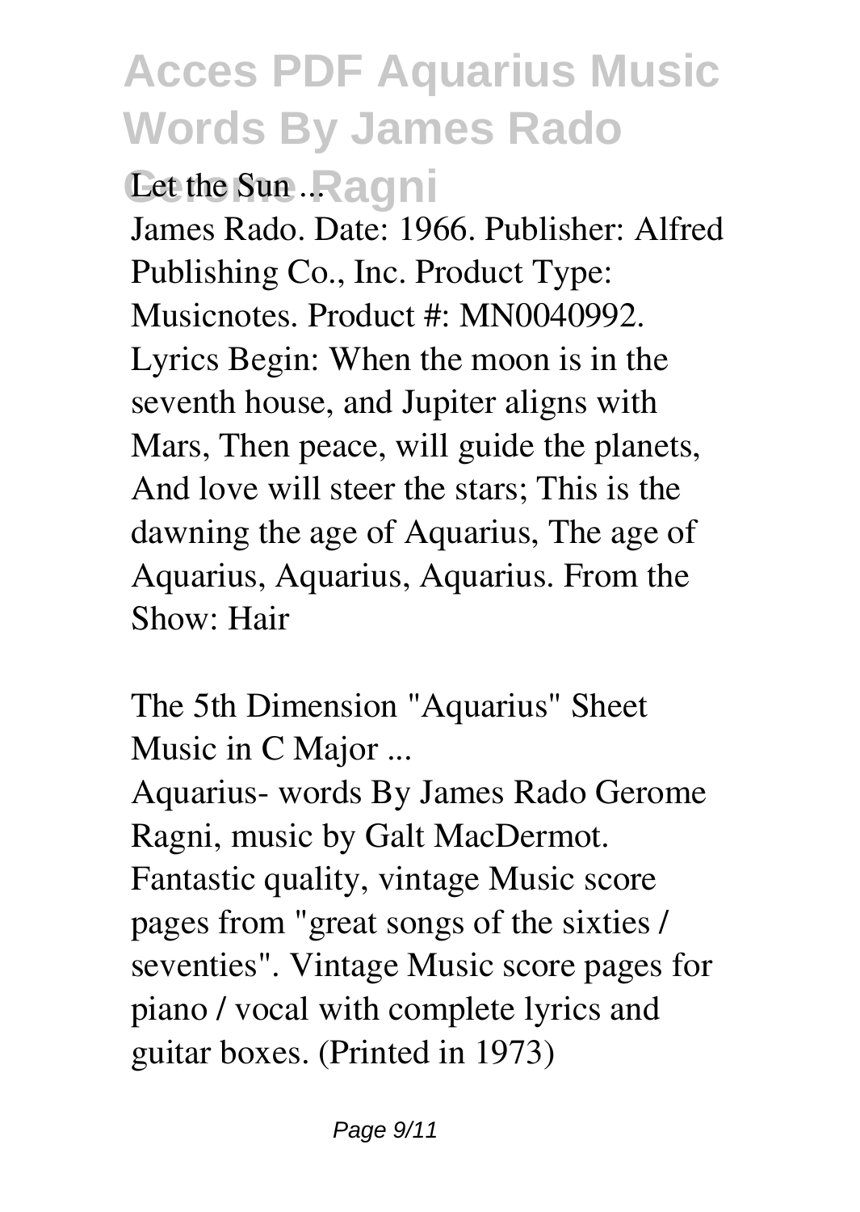**Let the Sun ...**

James Rado. Date: 1966. Publisher: Alfred Publishing Co., Inc. Product Type: Musicnotes. Product #: MN0040992. Lyrics Begin: When the moon is in the seventh house, and Jupiter aligns with Mars, Then peace, will guide the planets, And love will steer the stars; This is the dawning the age of Aquarius, The age of Aquarius, Aquarius, Aquarius. From the Show: Hair

**The 5th Dimension "Aquarius" Sheet Music in C Major ...**

Aquarius- words By James Rado Gerome Ragni, music by Galt MacDermot. Fantastic quality, vintage Music score pages from "great songs of the sixties / seventies". Vintage Music score pages for piano / vocal with complete lyrics and guitar boxes. (Printed in 1973)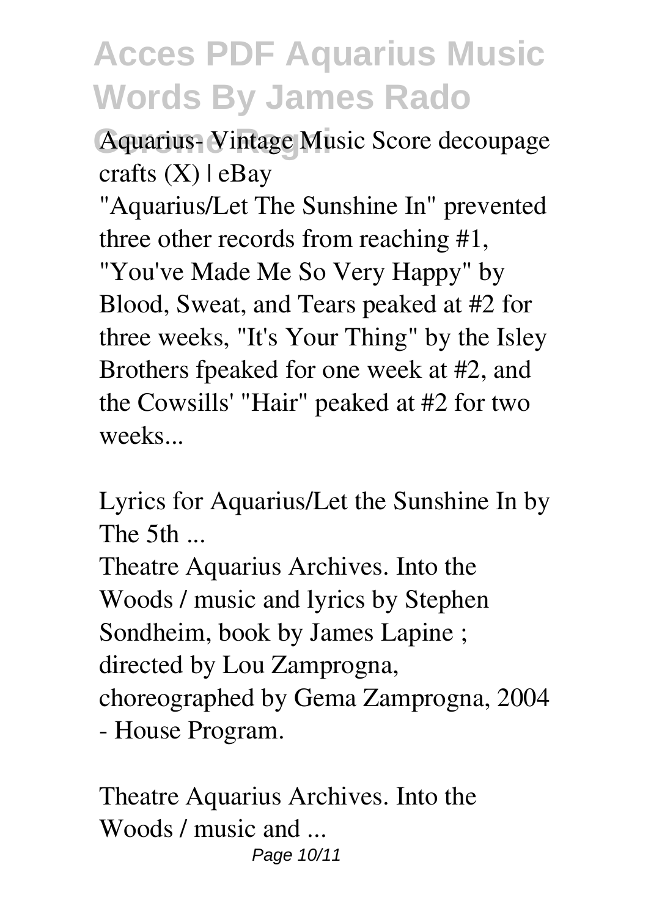Aquarius- Vintage Music Score decoupage crafts (X) | eBay

"Aquarius/Let The Sunshine In" prevented three other records from reaching #1, "You've Made Me So Very Happy" by Blood, Sweat, and Tears peaked at #2 for three weeks, "It's Your Thing" by the Isley Brothers fpeaked for one week at #2, and the Cowsills' "Hair" peaked at #2 for two weeks...

Lyrics for Aquarius/Let the Sunshine In by The 5th ...

Theatre Aquarius Archives. Into the Woods / music and lyrics by Stephen Sondheim, book by James Lapine ; directed by Lou Zamprogna, choreographed by Gema Zamprogna, 2004 - House Program.

Theatre Aquarius Archives. Into the Woods / music and ...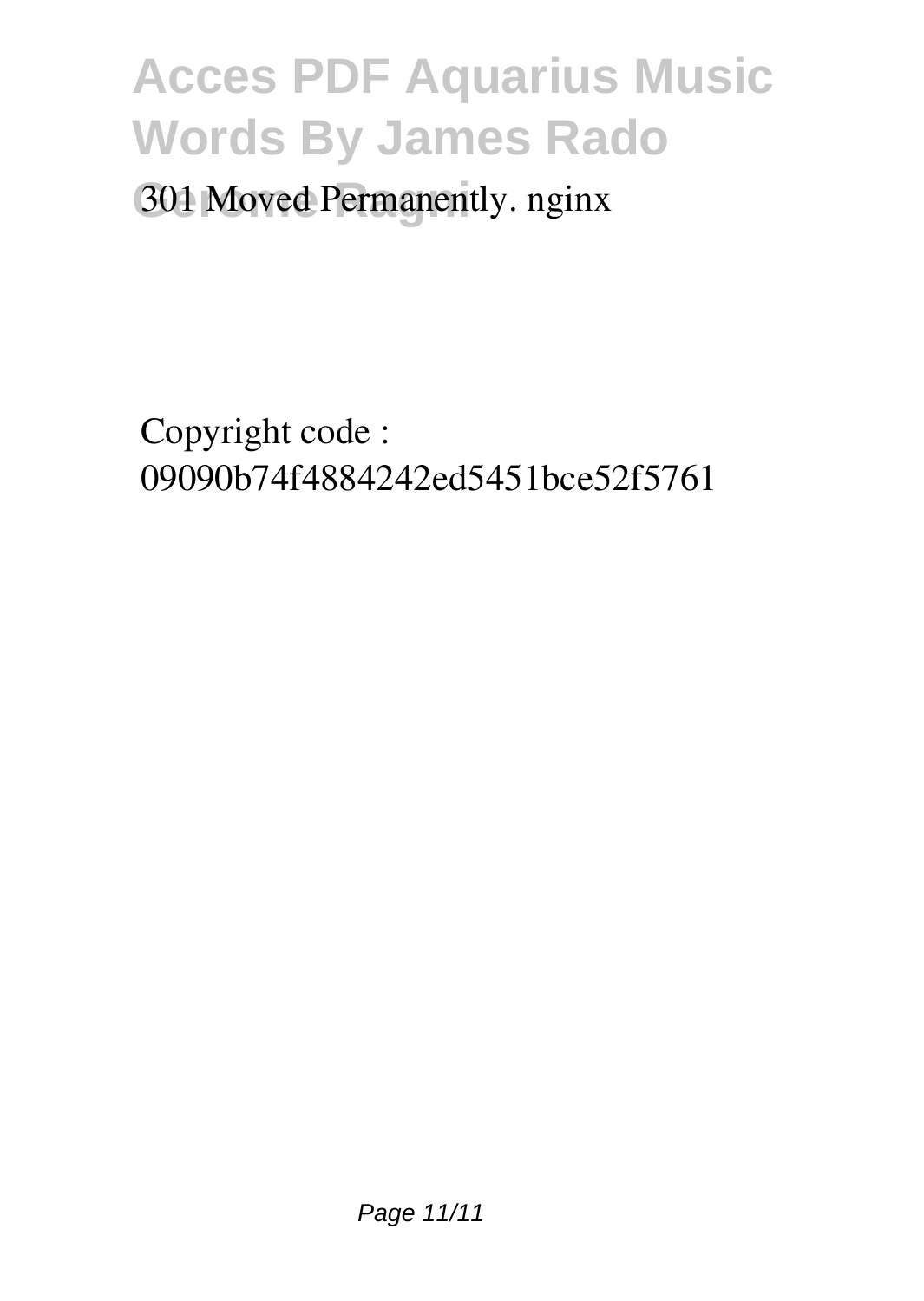301 Moved Permanently. nginx

Copyright code : 09090b74f4884242ed5451bce52f5761